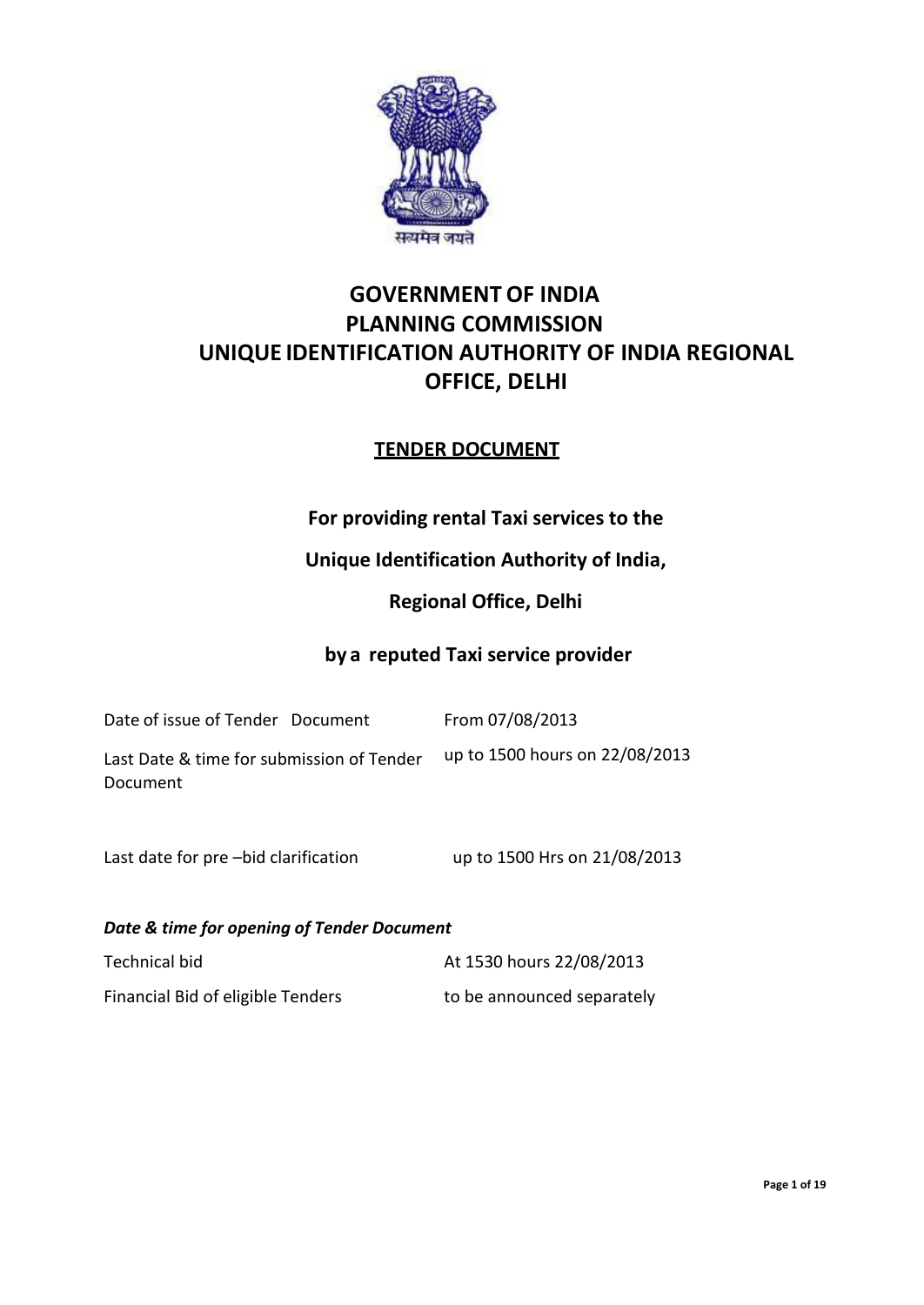सत्यमेव जयते

# GOVERNMENT OF INDIA
# PLANNING COMMISSION
# UNIQUE IDENTIFICATION AUTHORITY OF INDIA REGIONAL OFFICE, DELHI

## TENDER DOCUMENT

**For providing rental Taxi services to the**

**Unique Identification Authority of India,**

**Regional Office, Delhi**

**by a reputed Taxi service provider**

| | |
|---|---|
| Date of issue of Tender Document | From 07/08/2013 |
| Last Date & time for submission of Tender Document | up to 1500 hours on 22/08/2013 |
| Last date for pre –bid clarification | up to 1500 Hrs on 21/08/2013 |

***Date & time for opening of Tender Document***

| | |
|---|---|
| Technical bid | At 1530 hours 22/08/2013 |
| Financial Bid of eligible Tenders | to be announced separately |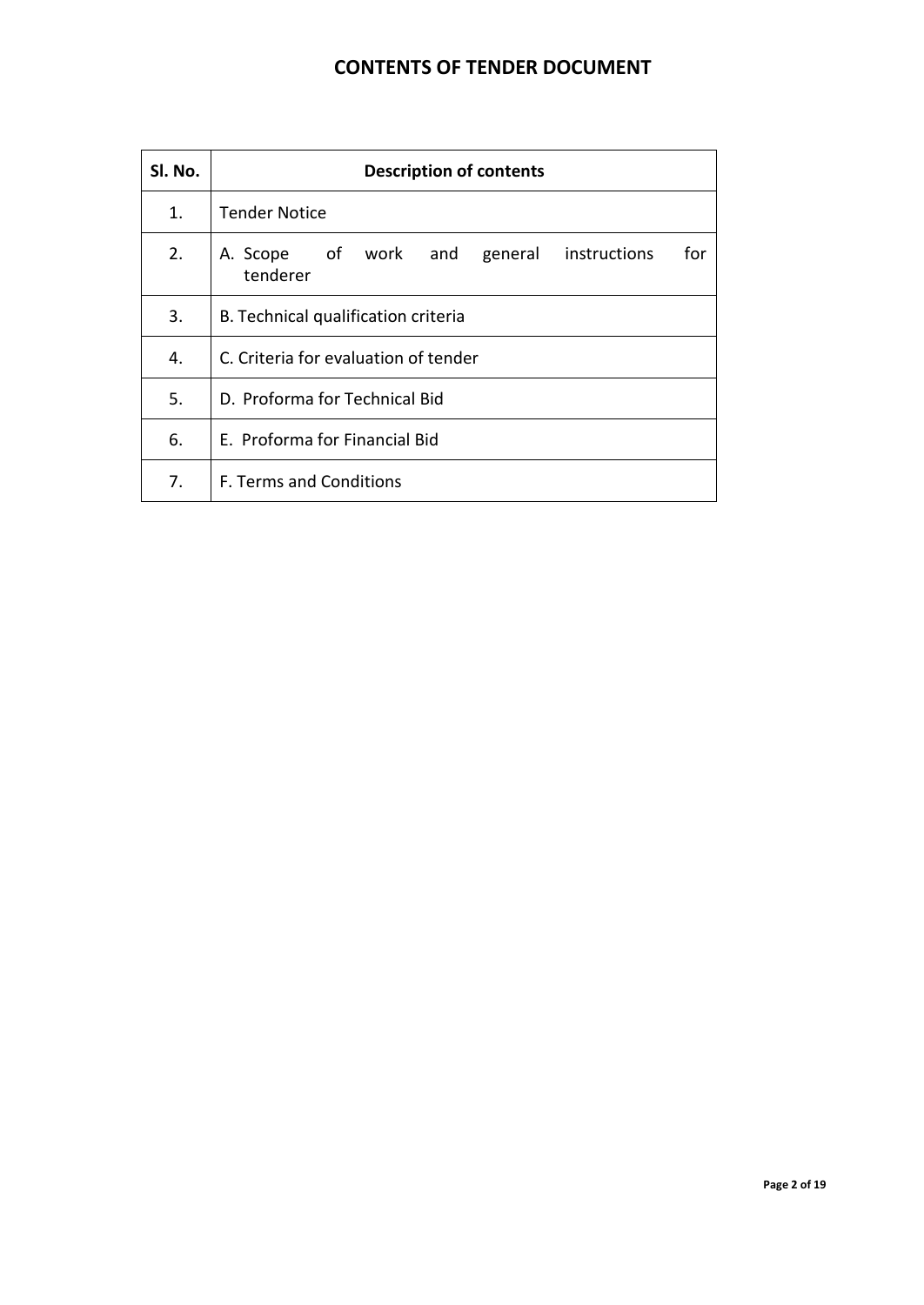# CONTENTS OF TENDER DOCUMENT

| Sl. No. | Description of contents |
|---|---|
| 1. | Tender Notice |
| 2. | A. Scope of work and general instructions for tenderer |
| 3. | B. Technical qualification criteria |
| 4. | C. Criteria for evaluation of tender |
| 5. | D. Proforma for Technical Bid |
| 6. | E. Proforma for Financial Bid |
| 7. | F. Terms and Conditions |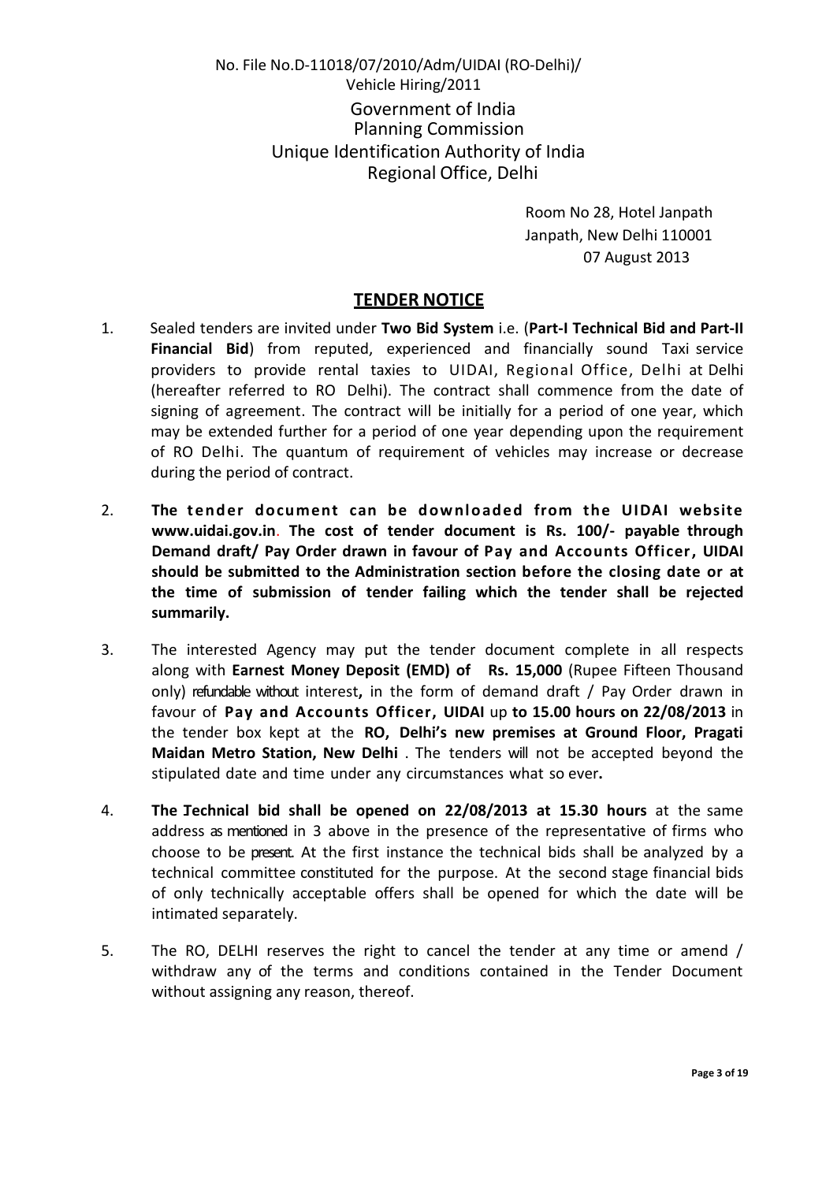No. File No.D-11018/07/2010/Adm/UIDAI (RO-Delhi)/
Vehicle Hiring/2011

Government of India
Planning Commission
Unique Identification Authority of India
Regional Office, Delhi

Room No 28, Hotel Janpath
Janpath, New Delhi 110001
07 August 2013

## TENDER NOTICE

1. Sealed tenders are invited under **Two Bid System** i.e. (**Part-I Technical Bid and Part-II Financial Bid**) from reputed, experienced and financially sound Taxi service providers to provide rental taxies to UIDAI, Regional Office, Delhi at Delhi (hereafter referred to RO Delhi). The contract shall commence from the date of signing of agreement. The contract will be initially for a period of one year, which may be extended further for a period of one year depending upon the requirement of RO Delhi. The quantum of requirement of vehicles may increase or decrease during the period of contract.

2. **The tender document can be downloaded from the UIDAI website www.uidai.gov.in. The cost of tender document is Rs. 100/- payable through Demand draft/ Pay Order drawn in favour of Pay and Accounts Officer, UIDAI should be submitted to the Administration section before the closing date or at the time of submission of tender failing which the tender shall be rejected summarily.**

3. The interested Agency may put the tender document complete in all respects along with **Earnest Money Deposit (EMD) of Rs. 15,000** (Rupee Fifteen Thousand only) refundable without interest**,** in the form of demand draft / Pay Order drawn in favour of **Pay and Accounts Officer, UIDAI** up **to 15.00 hours on 22/08/2013** in the tender box kept at the **RO, Delhi's new premises at Ground Floor, Pragati Maidan Metro Station, New Delhi** . The tenders will not be accepted beyond the stipulated date and time under any circumstances what so ever**.**

4. **The Technical bid shall be opened on 22/08/2013 at 15.30 hours** at the same address as mentioned in 3 above in the presence of the representative of firms who choose to be present. At the first instance the technical bids shall be analyzed by a technical committee constituted for the purpose. At the second stage financial bids of only technically acceptable offers shall be opened for which the date will be intimated separately.

5. The RO, DELHI reserves the right to cancel the tender at any time or amend / withdraw any of the terms and conditions contained in the Tender Document without assigning any reason, thereof.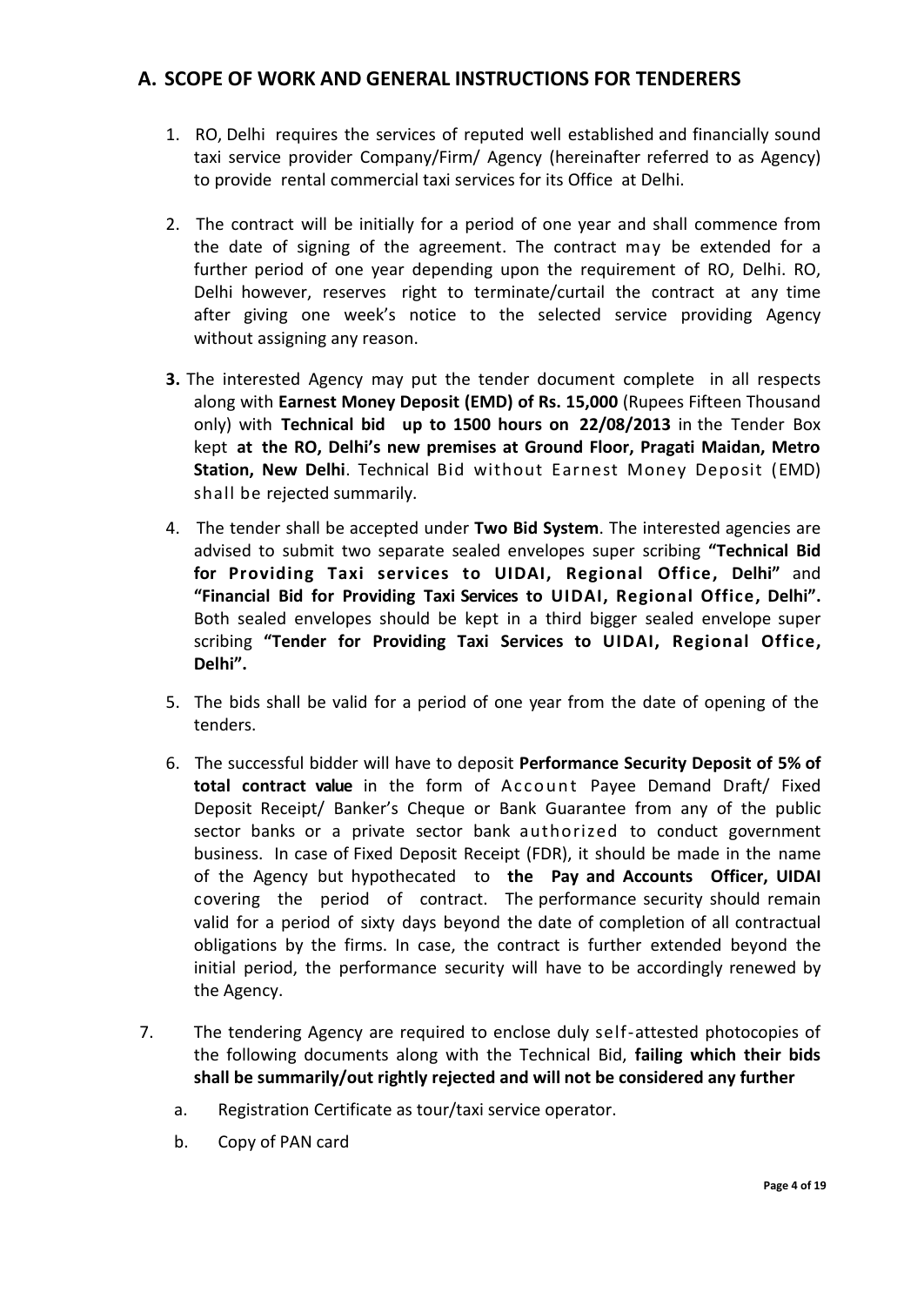## A. SCOPE OF WORK AND GENERAL INSTRUCTIONS FOR TENDERERS

1. RO, Delhi requires the services of reputed well established and financially sound taxi service provider Company/Firm/ Agency (hereinafter referred to as Agency) to provide rental commercial taxi services for its Office at Delhi.

2. The contract will be initially for a period of one year and shall commence from the date of signing of the agreement. The contract may be extended for a further period of one year depending upon the requirement of RO, Delhi. RO, Delhi however, reserves right to terminate/curtail the contract at any time after giving one week's notice to the selected service providing Agency without assigning any reason.

3. The interested Agency may put the tender document complete in all respects along with **Earnest Money Deposit (EMD) of Rs. 15,000** (Rupees Fifteen Thousand only) with **Technical bid up to 1500 hours on 22/08/2013** in the Tender Box kept **at the RO, Delhi's new premises at Ground Floor, Pragati Maidan, Metro Station, New Delhi**. Technical Bid without Earnest Money Deposit (EMD) shall be rejected summarily.

4. The tender shall be accepted under **Two Bid System**. The interested agencies are advised to submit two separate sealed envelopes super scribing **"Technical Bid for Providing Taxi services to UIDAI, Regional Office, Delhi"** and **"Financial Bid for Providing Taxi Services to UIDAI, Regional Office, Delhi".** Both sealed envelopes should be kept in a third bigger sealed envelope super scribing **"Tender for Providing Taxi Services to UIDAI, Regional Office, Delhi".**

5. The bids shall be valid for a period of one year from the date of opening of the tenders.

6. The successful bidder will have to deposit **Performance Security Deposit of 5% of total contract value** in the form of Account Payee Demand Draft/ Fixed Deposit Receipt/ Banker's Cheque or Bank Guarantee from any of the public sector banks or a private sector bank authorized to conduct government business. In case of Fixed Deposit Receipt (FDR), it should be made in the name of the Agency but hypothecated to **the Pay and Accounts Officer, UIDAI** covering the period of contract. The performance security should remain valid for a period of sixty days beyond the date of completion of all contractual obligations by the firms. In case, the contract is further extended beyond the initial period, the performance security will have to be accordingly renewed by the Agency.

7. The tendering Agency are required to enclose duly self-attested photocopies of the following documents along with the Technical Bid, **failing which their bids shall be summarily/out rightly rejected and will not be considered any further**

   a. Registration Certificate as tour/taxi service operator.

   b. Copy of PAN card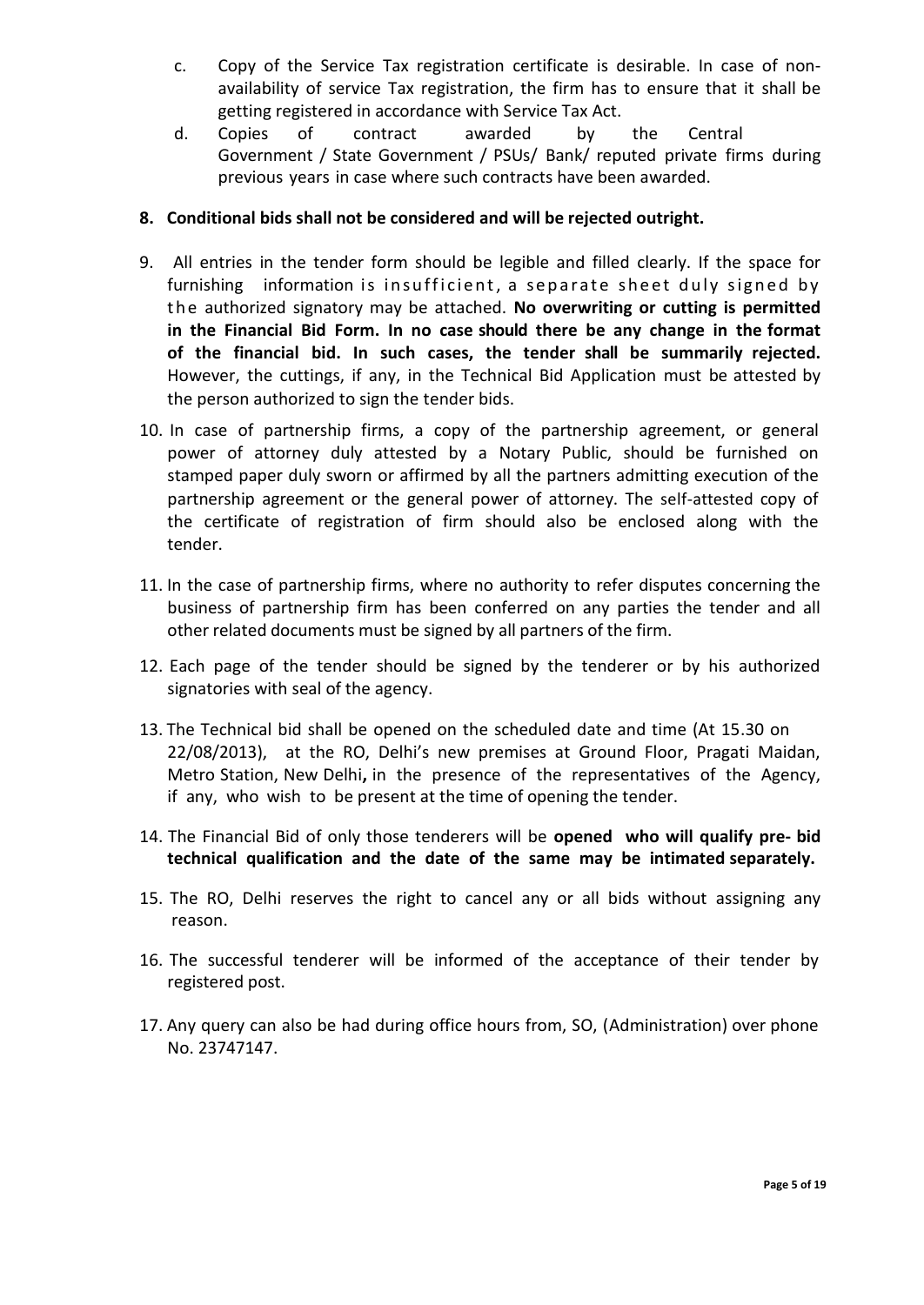c. Copy of the Service Tax registration certificate is desirable. In case of non-availability of service Tax registration, the firm has to ensure that it shall be getting registered in accordance with Service Tax Act.

d. Copies of contract awarded by the Central Government / State Government / PSUs/ Bank/ reputed private firms during previous years in case where such contracts have been awarded.

8. **Conditional bids shall not be considered and will be rejected outright.**

9. All entries in the tender form should be legible and filled clearly. If the space for furnishing information is insufficient, a separate sheet duly signed by the authorized signatory may be attached. **No overwriting or cutting is permitted in the Financial Bid Form. In no case should there be any change in the format of the financial bid. In such cases, the tender shall be summarily rejected.** However, the cuttings, if any, in the Technical Bid Application must be attested by the person authorized to sign the tender bids.

10. In case of partnership firms, a copy of the partnership agreement, or general power of attorney duly attested by a Notary Public, should be furnished on stamped paper duly sworn or affirmed by all the partners admitting execution of the partnership agreement or the general power of attorney. The self-attested copy of the certificate of registration of firm should also be enclosed along with the tender.

11. In the case of partnership firms, where no authority to refer disputes concerning the business of partnership firm has been conferred on any parties the tender and all other related documents must be signed by all partners of the firm.

12. Each page of the tender should be signed by the tenderer or by his authorized signatories with seal of the agency.

13. The Technical bid shall be opened on the scheduled date and time (At 15.30 on 22/08/2013), at the RO, Delhi's new premises at Ground Floor, Pragati Maidan, Metro Station, New Delhi**,** in the presence of the representatives of the Agency, if any, who wish to be present at the time of opening the tender.

14. The Financial Bid of only those tenderers will be **opened who will qualify pre- bid technical qualification and the date of the same may be intimated separately.**

15. The RO, Delhi reserves the right to cancel any or all bids without assigning any reason.

16. The successful tenderer will be informed of the acceptance of their tender by registered post.

17. Any query can also be had during office hours from, SO, (Administration) over phone No. 23747147.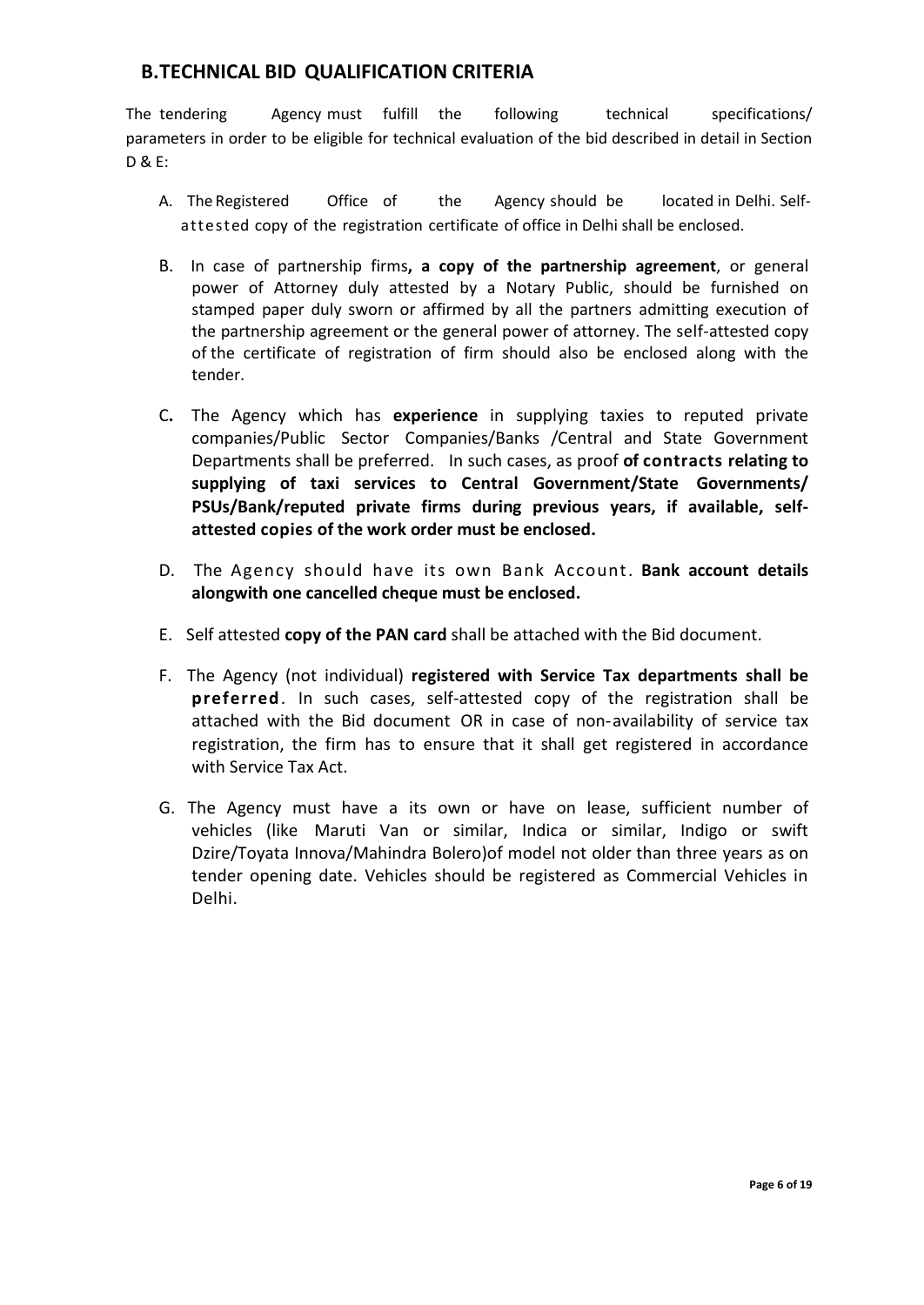## B.TECHNICAL BID QUALIFICATION CRITERIA

The tendering Agency must fulfill the following technical specifications/ parameters in order to be eligible for technical evaluation of the bid described in detail in Section D & E:

A. The Registered Office of the Agency should be located in Delhi. Self-attested copy of the registration certificate of office in Delhi shall be enclosed.

B. In case of partnership firms**, a copy of the partnership agreement**, or general power of Attorney duly attested by a Notary Public, should be furnished on stamped paper duly sworn or affirmed by all the partners admitting execution of the partnership agreement or the general power of attorney. The self-attested copy of the certificate of registration of firm should also be enclosed along with the tender.

C**.** The Agency which has **experience** in supplying taxies to reputed private companies/Public Sector Companies/Banks /Central and State Government Departments shall be preferred. In such cases, as proof **of contracts relating to supplying of taxi services to Central Government/State Governments/ PSUs/Bank/reputed private firms during previous years, if available, self-attested copies of the work order must be enclosed.**

D. The Agency should have its own Bank Account. **Bank account details alongwith one cancelled cheque must be enclosed.**

E. Self attested **copy of the PAN card** shall be attached with the Bid document.

F. The Agency (not individual) **registered with Service Tax departments shall be preferred**. In such cases, self-attested copy of the registration shall be attached with the Bid document OR in case of non-availability of service tax registration, the firm has to ensure that it shall get registered in accordance with Service Tax Act.

G. The Agency must have a its own or have on lease, sufficient number of vehicles (like Maruti Van or similar, Indica or similar, Indigo or swift Dzire/Toyata Innova/Mahindra Bolero)of model not older than three years as on tender opening date. Vehicles should be registered as Commercial Vehicles in Delhi.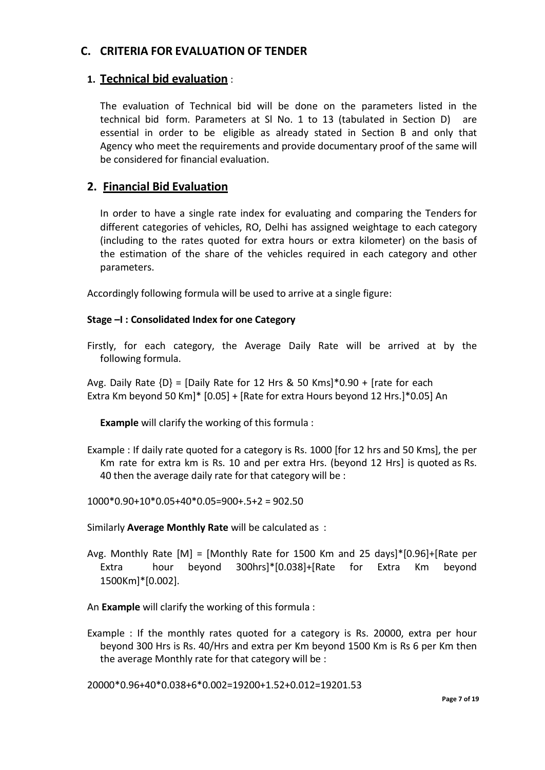## C. CRITERIA FOR EVALUATION OF TENDER

### 1. Technical bid evaluation :

The evaluation of Technical bid will be done on the parameters listed in the technical bid form. Parameters at Sl No. 1 to 13 (tabulated in Section D) are essential in order to be eligible as already stated in Section B and only that Agency who meet the requirements and provide documentary proof of the same will be considered for financial evaluation.

### 2. Financial Bid Evaluation

In order to have a single rate index for evaluating and comparing the Tenders for different categories of vehicles, RO, Delhi has assigned weightage to each category (including to the rates quoted for extra hours or extra kilometer) on the basis of the estimation of the share of the vehicles required in each category and other parameters.

Accordingly following formula will be used to arrive at a single figure:

**Stage –I : Consolidated Index for one Category**

Firstly, for each category, the Average Daily Rate will be arrived at by the following formula.

Avg. Daily Rate {D} = [Daily Rate for 12 Hrs & 50 Kms]*0.90 + [rate for each Extra Km beyond 50 Km]* [0.05] + [Rate for extra Hours beyond 12 Hrs.]*0.05] An

**Example** will clarify the working of this formula :

Example : If daily rate quoted for a category is Rs. 1000 [for 12 hrs and 50 Kms], the per Km rate for extra km is Rs. 10 and per extra Hrs. (beyond 12 Hrs] is quoted as Rs. 40 then the average daily rate for that category will be :

1000*0.90+10*0.05+40*0.05=900+.5+2 = 902.50

Similarly **Average Monthly Rate** will be calculated as :

Avg. Monthly Rate [M] = [Monthly Rate for 1500 Km and 25 days]*[0.96]+[Rate per Extra hour beyond 300hrs]*[0.038]+[Rate for Extra Km beyond 1500Km]*[0.002].

An **Example** will clarify the working of this formula :

Example : If the monthly rates quoted for a category is Rs. 20000, extra per hour beyond 300 Hrs is Rs. 40/Hrs and extra per Km beyond 1500 Km is Rs 6 per Km then the average Monthly rate for that category will be :

20000*0.96+40*0.038+6*0.002=19200+1.52+0.012=19201.53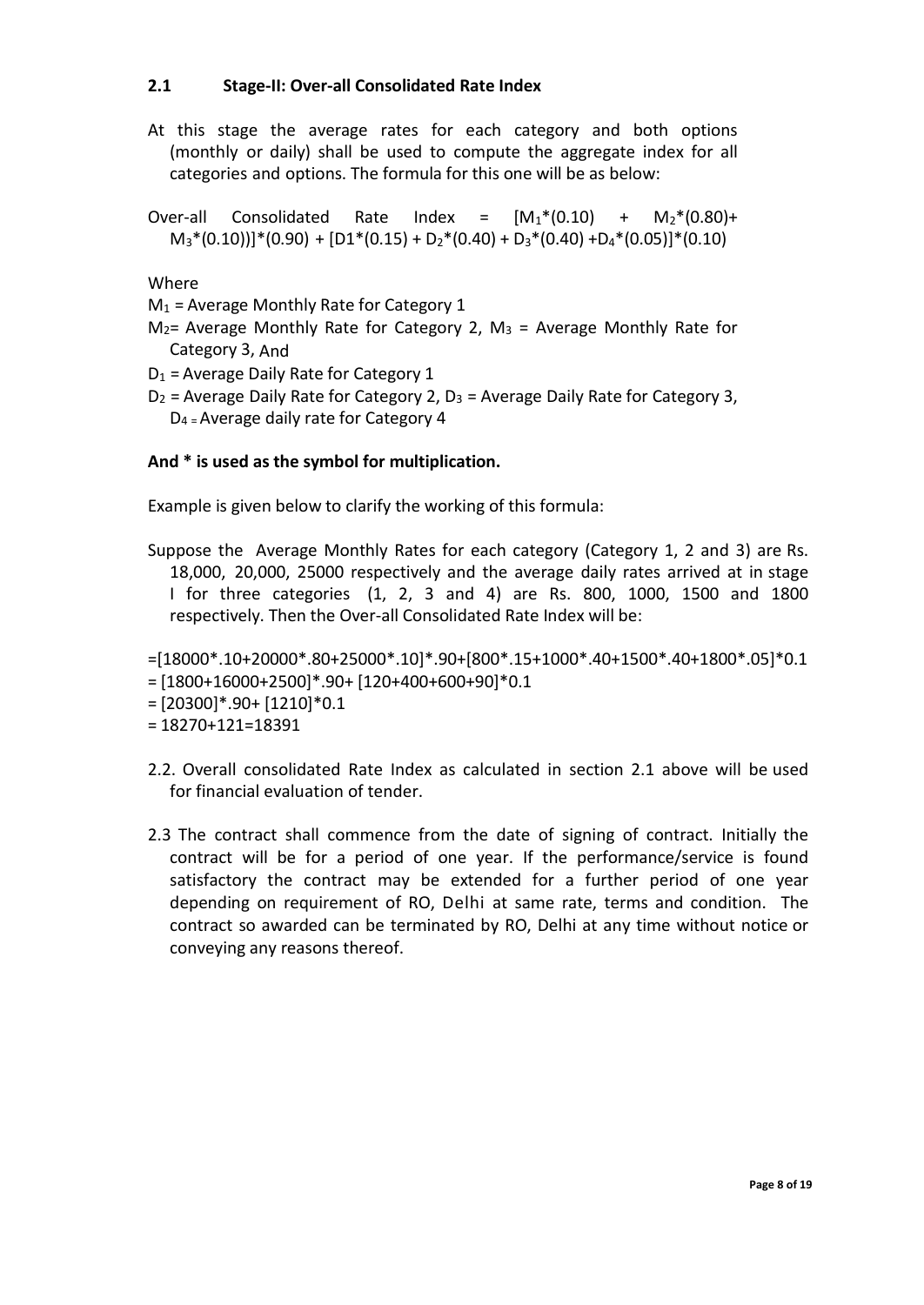### 2.1 Stage-II: Over-all Consolidated Rate Index

At this stage the average rates for each category and both options (monthly or daily) shall be used to compute the aggregate index for all categories and options. The formula for this one will be as below:

Over-all Consolidated Rate Index = $[M_1*(0.10) + M_2*(0.80)+ M_3*(0.10))]*(0.90) + [D1*(0.15) + D_2*(0.40) + D_3*(0.40) +D_4*(0.05)]*(0.10)$

Where

$M_1$ = Average Monthly Rate for Category 1

$M_2$= Average Monthly Rate for Category 2, $M_3$ = Average Monthly Rate for Category 3, And

$D_1$ = Average Daily Rate for Category 1

$D_2$ = Average Daily Rate for Category 2, $D_3$ = Average Daily Rate for Category 3, $D_4$ = Average daily rate for Category 4

**And * is used as the symbol for multiplication.**

Example is given below to clarify the working of this formula:

Suppose the Average Monthly Rates for each category (Category 1, 2 and 3) are Rs. 18,000, 20,000, 25000 respectively and the average daily rates arrived at in stage I for three categories (1, 2, 3 and 4) are Rs. 800, 1000, 1500 and 1800 respectively. Then the Over-all Consolidated Rate Index will be:

=[18000*.10+20000*.80+25000*.10]*.90+[800*.15+1000*.40+1500*.40+1800*.05]*0.1
= [1800+16000+2500]*.90+ [120+400+600+90]*0.1
= [20300]*.90+ [1210]*0.1
= 18270+121=18391

2.2. Overall consolidated Rate Index as calculated in section 2.1 above will be used for financial evaluation of tender.

2.3 The contract shall commence from the date of signing of contract. Initially the contract will be for a period of one year. If the performance/service is found satisfactory the contract may be extended for a further period of one year depending on requirement of RO, Delhi at same rate, terms and condition. The contract so awarded can be terminated by RO, Delhi at any time without notice or conveying any reasons thereof.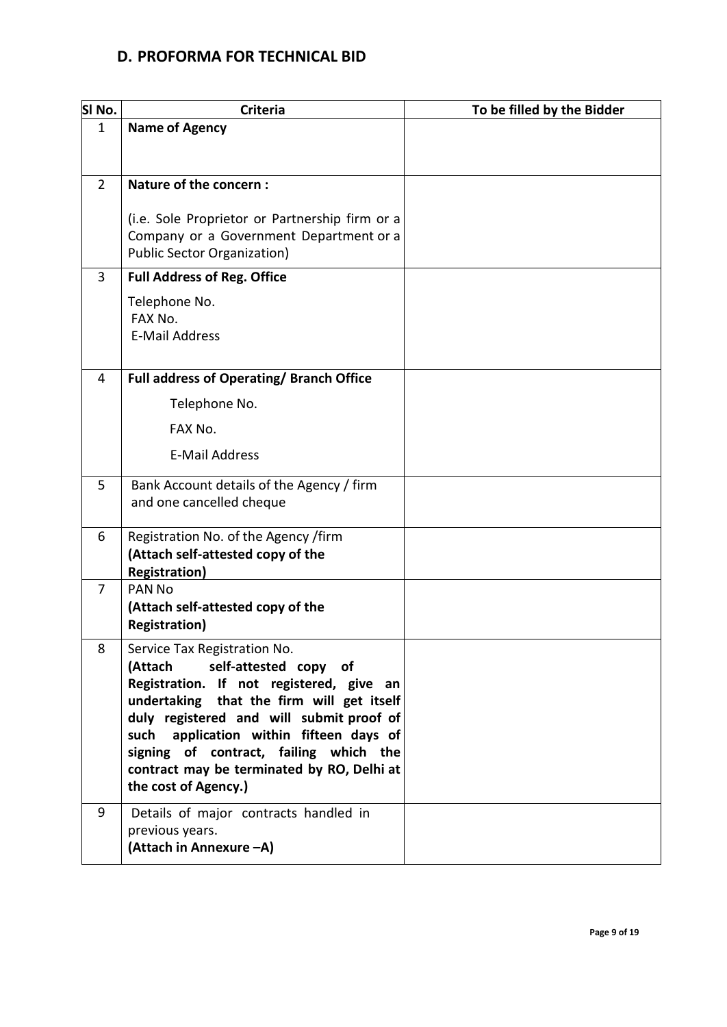## D. PROFORMA FOR TECHNICAL BID

| Sl No. | Criteria | To be filled by the Bidder |
|---|---|---|
| 1 | **Name of Agency** | |
| 2 | **Nature of the concern :**<br><br>(i.e. Sole Proprietor or Partnership firm or a Company or a Government Department or a Public Sector Organization) | |
| 3 | **Full Address of Reg. Office**<br>Telephone No.<br>FAX No.<br>E-Mail Address | |
| 4 | **Full address of Operating/ Branch Office**<br>Telephone No.<br>FAX No.<br>E-Mail Address | |
| 5 | Bank Account details of the Agency / firm and one cancelled cheque | |
| 6 | Registration No. of the Agency /firm<br>**(Attach self-attested copy of the Registration)** | |
| 7 | PAN No<br>**(Attach self-attested copy of the Registration)** | |
| 8 | Service Tax Registration No.<br>**(Attach self-attested copy of Registration. If not registered, give an undertaking that the firm will get itself duly registered and will submit proof of such application within fifteen days of signing of contract, failing which the contract may be terminated by RO, Delhi at the cost of Agency.)** | |
| 9 | Details of major contracts handled in previous years.<br>**(Attach in Annexure –A)** | |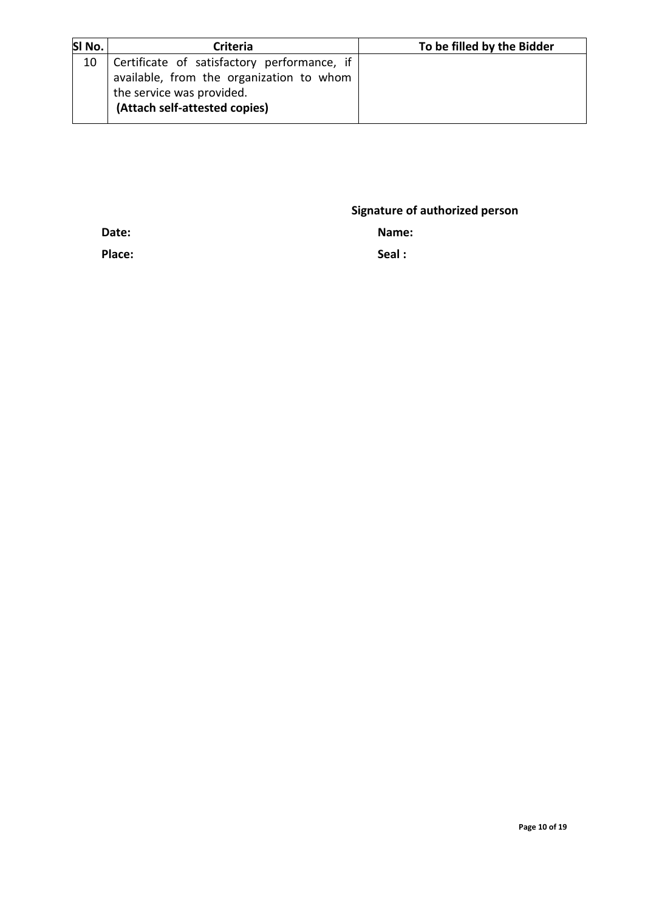| Sl No. | Criteria | To be filled by the Bidder |
|---|---|---|
| 10 | Certificate of satisfactory performance, if available, from the organization to whom the service was provided.<br>**(Attach self-attested copies)** | |

**Signature of authorized person**

**Date:** **Name:**

**Place:** **Seal :**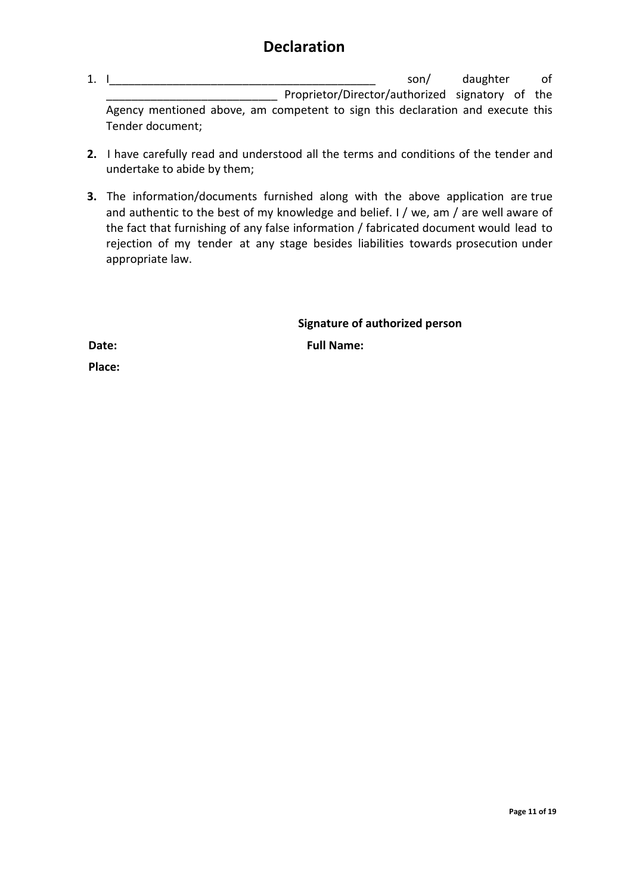# Declaration

1. I__________________________________________ son/ daughter of ___________________________ Proprietor/Director/authorized signatory of the Agency mentioned above, am competent to sign this declaration and execute this Tender document;

2. I have carefully read and understood all the terms and conditions of the tender and undertake to abide by them;

3. The information/documents furnished along with the above application are true and authentic to the best of my knowledge and belief. I / we, am / are well aware of the fact that furnishing of any false information / fabricated document would lead to rejection of my tender at any stage besides liabilities towards prosecution under appropriate law.

**Signature of authorized person**

**Date:** 

**Full Name:**

**Place:**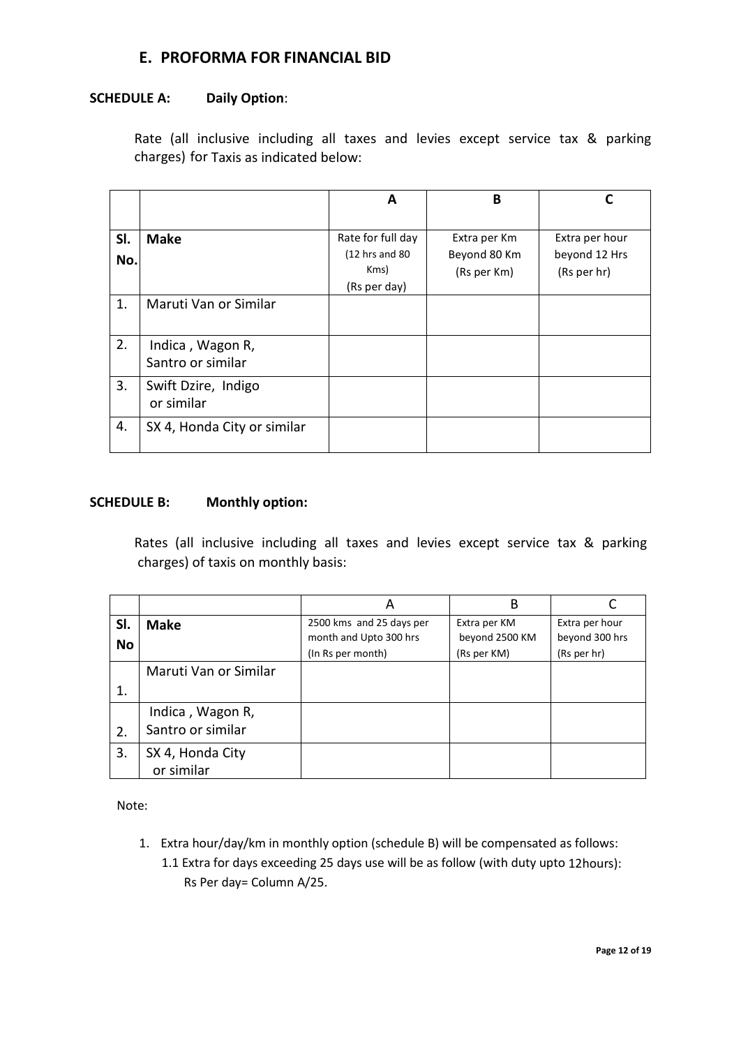## E. PROFORMA FOR FINANCIAL BID

**SCHEDULE A: Daily Option**:

Rate (all inclusive including all taxes and levies except service tax & parking charges) for Taxis as indicated below:

| | | A | B | C |
|---|---|---|---|---|
| Sl. No. | Make | Rate for full day (12 hrs and 80 Kms) (Rs per day) | Extra per Km Beyond 80 Km (Rs per Km) | Extra per hour beyond 12 Hrs (Rs per hr) |
| 1. | Maruti Van or Similar | | | |
| 2. | Indica , Wagon R, Santro or similar | | | |
| 3. | Swift Dzire, Indigo or similar | | | |
| 4. | SX 4, Honda City or similar | | | |

**SCHEDULE B: Monthly option:**

Rates (all inclusive including all taxes and levies except service tax & parking charges) of taxis on monthly basis:

| | | A | B | C |
|---|---|---|---|---|
| Sl. No | Make | 2500 kms and 25 days per month and Upto 300 hrs (In Rs per month) | Extra per KM beyond 2500 KM (Rs per KM) | Extra per hour beyond 300 hrs (Rs per hr) |
| 1. | Maruti Van or Similar | | | |
| 2. | Indica , Wagon R, Santro or similar | | | |
| 3. | SX 4, Honda City or similar | | | |

Note:

1. Extra hour/day/km in monthly option (schedule B) will be compensated as follows:
   1.1 Extra for days exceeding 25 days use will be as follow (with duty upto 12hours): Rs Per day= Column A/25.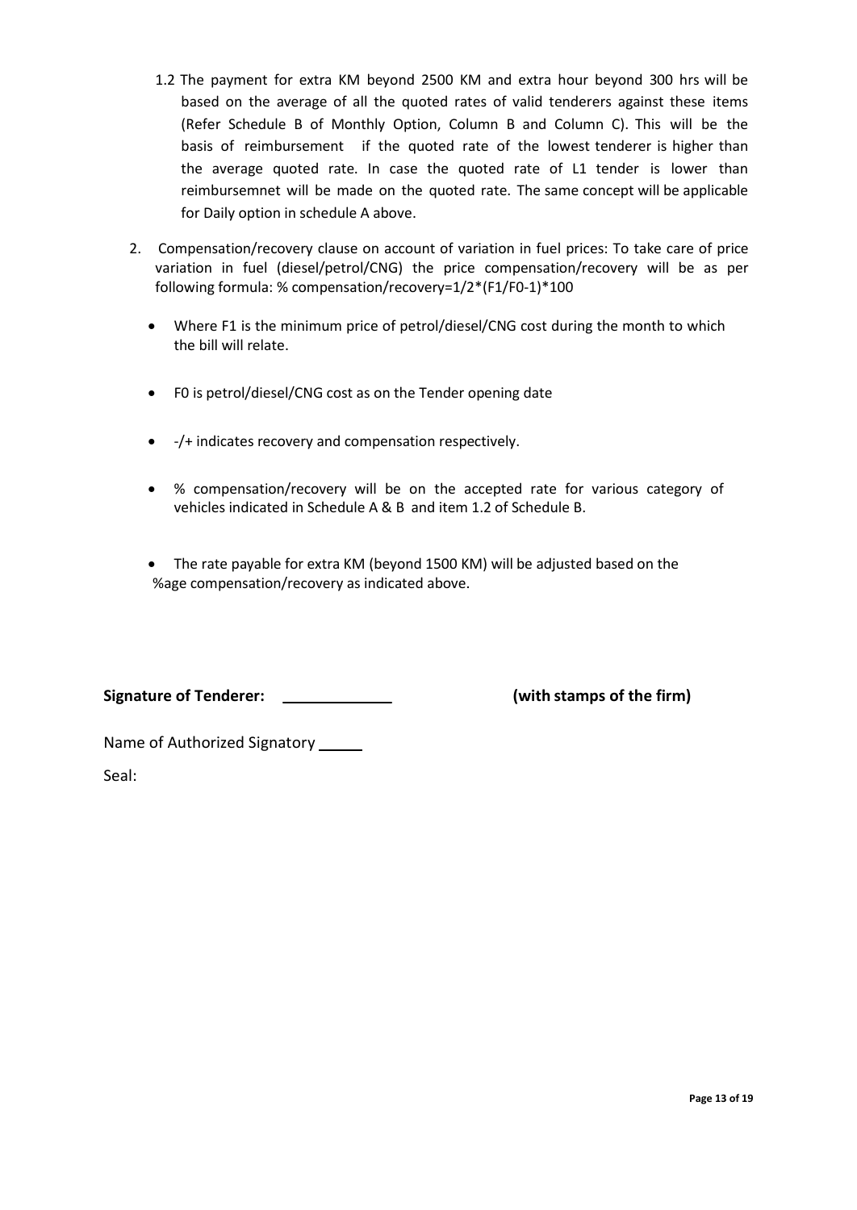1.2 The payment for extra KM beyond 2500 KM and extra hour beyond 300 hrs will be based on the average of all the quoted rates of valid tenderers against these items (Refer Schedule B of Monthly Option, Column B and Column C). This will be the basis of reimbursement if the quoted rate of the lowest tenderer is higher than the average quoted rate. In case the quoted rate of L1 tender is lower than reimbursemnet will be made on the quoted rate. The same concept will be applicable for Daily option in schedule A above.

2. Compensation/recovery clause on account of variation in fuel prices: To take care of price variation in fuel (diesel/petrol/CNG) the price compensation/recovery will be as per following formula: % compensation/recovery=$1/2*(F1/F0-1)*100$

   - Where F1 is the minimum price of petrol/diesel/CNG cost during the month to which the bill will relate.
   - F0 is petrol/diesel/CNG cost as on the Tender opening date
   - -/+ indicates recovery and compensation respectively.
   - % compensation/recovery will be on the accepted rate for various category of vehicles indicated in Schedule A & B and item 1.2 of Schedule B.
   - The rate payable for extra KM (beyond 1500 KM) will be adjusted based on the %age compensation/recovery as indicated above.

**Signature of Tenderer:** ____________ **(with stamps of the firm)**

Name of Authorized Signatory _____

Seal: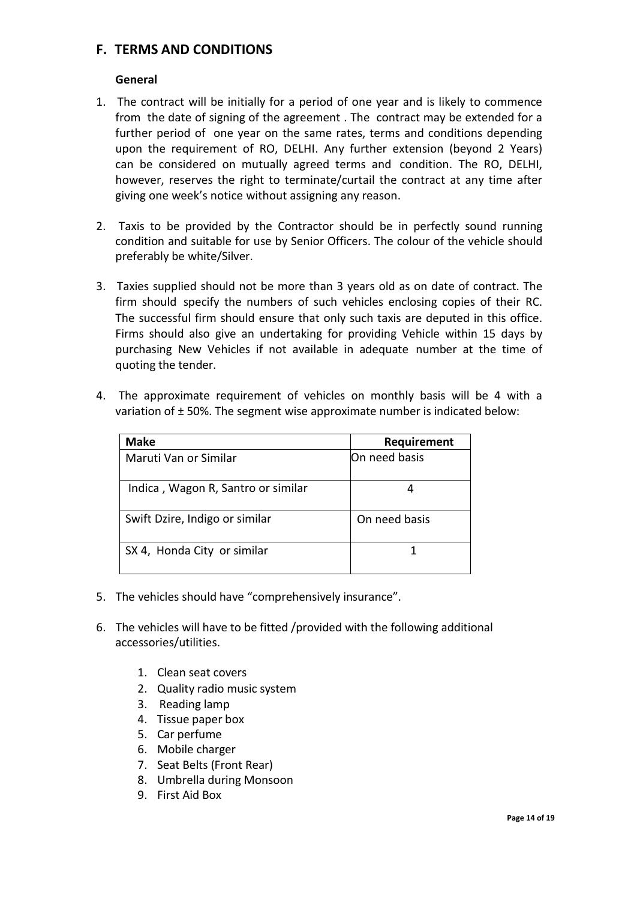## F. TERMS AND CONDITIONS

### General

1. The contract will be initially for a period of one year and is likely to commence from the date of signing of the agreement . The contract may be extended for a further period of one year on the same rates, terms and conditions depending upon the requirement of RO, DELHI. Any further extension (beyond 2 Years) can be considered on mutually agreed terms and condition. The RO, DELHI, however, reserves the right to terminate/curtail the contract at any time after giving one week's notice without assigning any reason.

2. Taxis to be provided by the Contractor should be in perfectly sound running condition and suitable for use by Senior Officers. The colour of the vehicle should preferably be white/Silver.

3. Taxies supplied should not be more than 3 years old as on date of contract. The firm should specify the numbers of such vehicles enclosing copies of their RC. The successful firm should ensure that only such taxis are deputed in this office. Firms should also give an undertaking for providing Vehicle within 15 days by purchasing New Vehicles if not available in adequate number at the time of quoting the tender.

4. The approximate requirement of vehicles on monthly basis will be 4 with a variation of ± 50%. The segment wise approximate number is indicated below:

| Make | Requirement |
|---|---|
| Maruti Van or Similar | On need basis |
| Indica , Wagon R, Santro or similar | 4 |
| Swift Dzire, Indigo or similar | On need basis |
| SX 4, Honda City or similar | 1 |

5. The vehicles should have "comprehensively insurance".

6. The vehicles will have to be fitted /provided with the following additional accessories/utilities.

   1. Clean seat covers
   2. Quality radio music system
   3. Reading lamp
   4. Tissue paper box
   5. Car perfume
   6. Mobile charger
   7. Seat Belts (Front Rear)
   8. Umbrella during Monsoon
   9. First Aid Box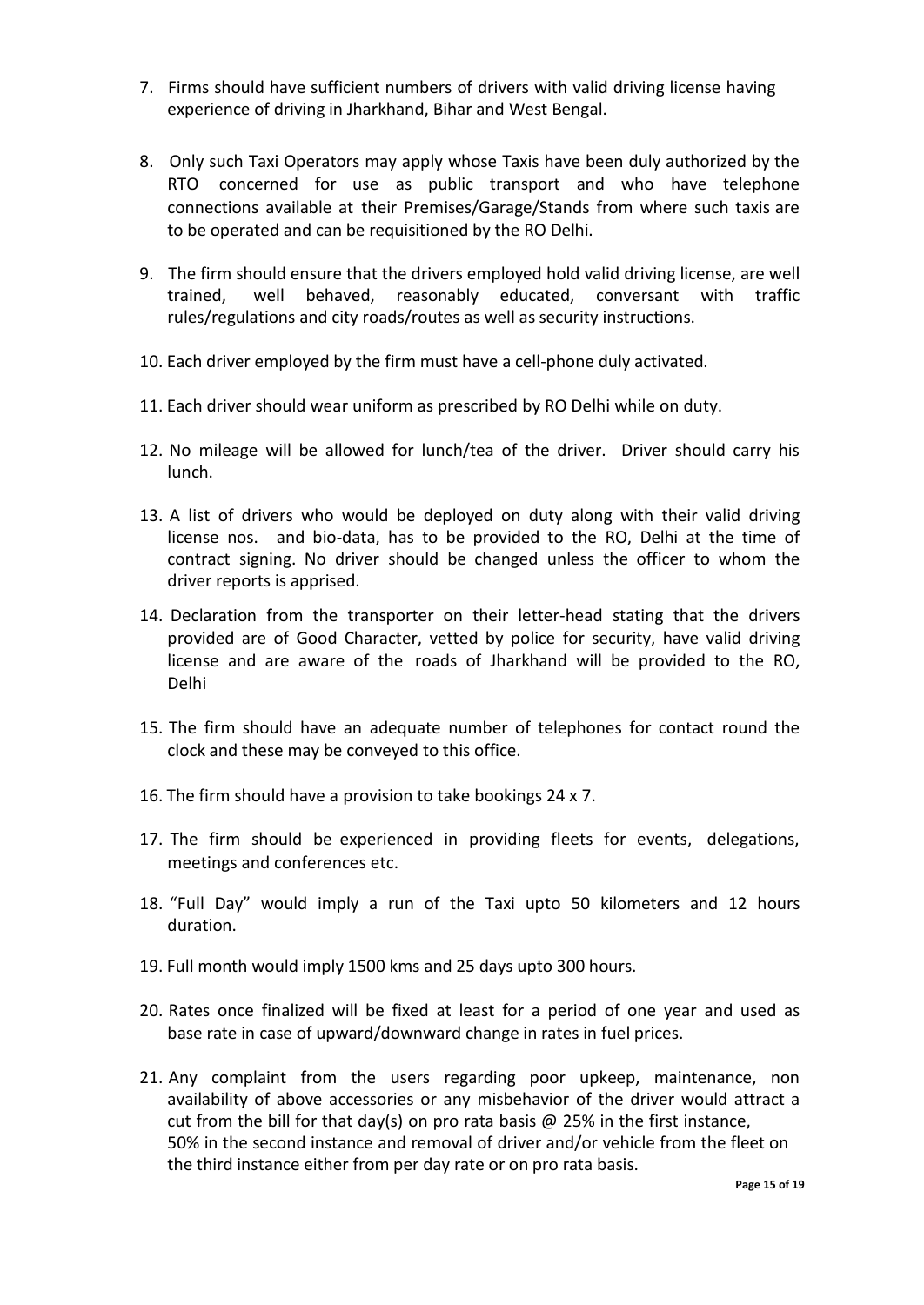7. Firms should have sufficient numbers of drivers with valid driving license having experience of driving in Jharkhand, Bihar and West Bengal.

8. Only such Taxi Operators may apply whose Taxis have been duly authorized by the RTO concerned for use as public transport and who have telephone connections available at their Premises/Garage/Stands from where such taxis are to be operated and can be requisitioned by the RO Delhi.

9. The firm should ensure that the drivers employed hold valid driving license, are well trained, well behaved, reasonably educated, conversant with traffic rules/regulations and city roads/routes as well as security instructions.

10. Each driver employed by the firm must have a cell-phone duly activated.

11. Each driver should wear uniform as prescribed by RO Delhi while on duty.

12. No mileage will be allowed for lunch/tea of the driver. Driver should carry his lunch.

13. A list of drivers who would be deployed on duty along with their valid driving license nos. and bio-data, has to be provided to the RO, Delhi at the time of contract signing. No driver should be changed unless the officer to whom the driver reports is apprised.

14. Declaration from the transporter on their letter-head stating that the drivers provided are of Good Character, vetted by police for security, have valid driving license and are aware of the roads of Jharkhand will be provided to the RO, Delhi

15. The firm should have an adequate number of telephones for contact round the clock and these may be conveyed to this office.

16. The firm should have a provision to take bookings 24 x 7.

17. The firm should be experienced in providing fleets for events, delegations, meetings and conferences etc.

18. "Full Day" would imply a run of the Taxi upto 50 kilometers and 12 hours duration.

19. Full month would imply 1500 kms and 25 days upto 300 hours.

20. Rates once finalized will be fixed at least for a period of one year and used as base rate in case of upward/downward change in rates in fuel prices.

21. Any complaint from the users regarding poor upkeep, maintenance, non availability of above accessories or any misbehavior of the driver would attract a cut from the bill for that day(s) on pro rata basis @ 25% in the first instance, 50% in the second instance and removal of driver and/or vehicle from the fleet on the third instance either from per day rate or on pro rata basis.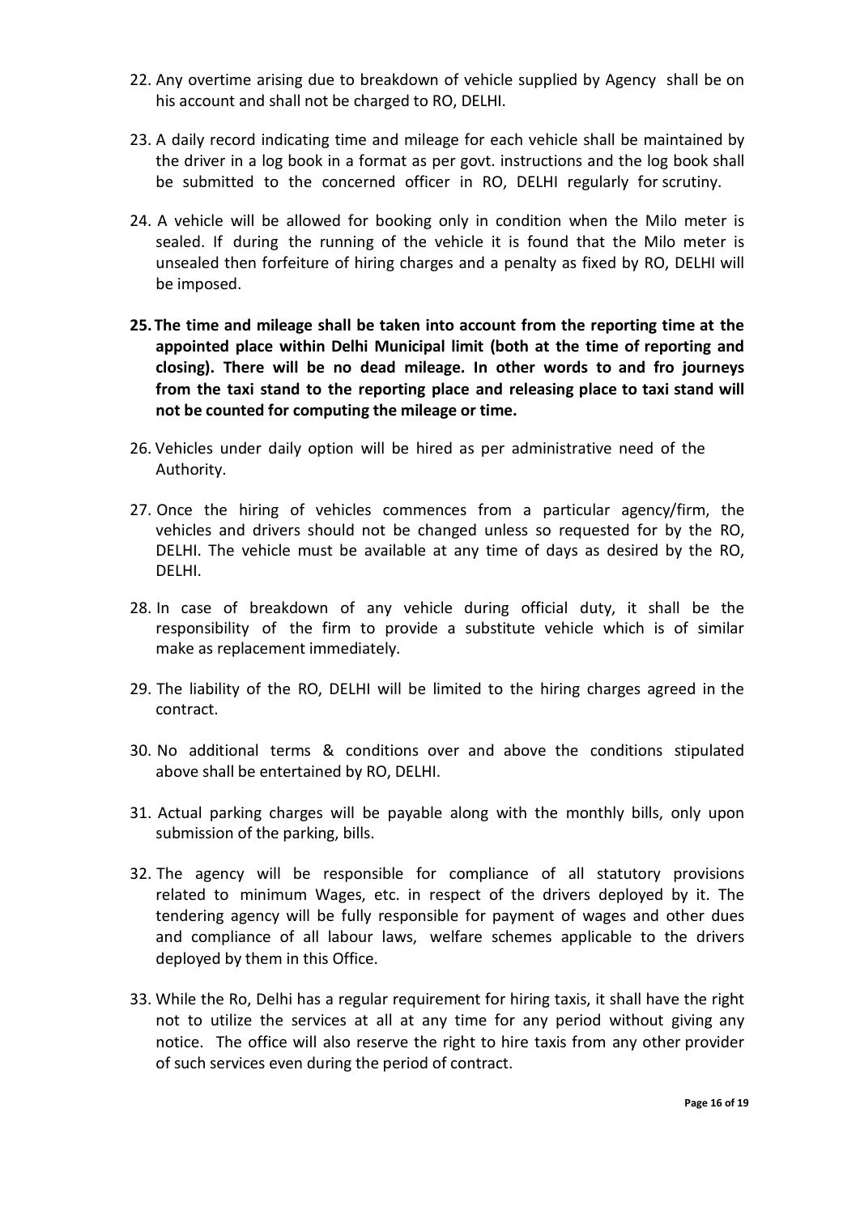22. Any overtime arising due to breakdown of vehicle supplied by Agency shall be on his account and shall not be charged to RO, DELHI.

23. A daily record indicating time and mileage for each vehicle shall be maintained by the driver in a log book in a format as per govt. instructions and the log book shall be submitted to the concerned officer in RO, DELHI regularly for scrutiny.

24. A vehicle will be allowed for booking only in condition when the Milo meter is sealed. If during the running of the vehicle it is found that the Milo meter is unsealed then forfeiture of hiring charges and a penalty as fixed by RO, DELHI will be imposed.

25. **The time and mileage shall be taken into account from the reporting time at the appointed place within Delhi Municipal limit (both at the time of reporting and closing). There will be no dead mileage. In other words to and fro journeys from the taxi stand to the reporting place and releasing place to taxi stand will not be counted for computing the mileage or time.**

26. Vehicles under daily option will be hired as per administrative need of the Authority.

27. Once the hiring of vehicles commences from a particular agency/firm, the vehicles and drivers should not be changed unless so requested for by the RO, DELHI. The vehicle must be available at any time of days as desired by the RO, DELHI.

28. In case of breakdown of any vehicle during official duty, it shall be the responsibility of the firm to provide a substitute vehicle which is of similar make as replacement immediately.

29. The liability of the RO, DELHI will be limited to the hiring charges agreed in the contract.

30. No additional terms & conditions over and above the conditions stipulated above shall be entertained by RO, DELHI.

31. Actual parking charges will be payable along with the monthly bills, only upon submission of the parking, bills.

32. The agency will be responsible for compliance of all statutory provisions related to minimum Wages, etc. in respect of the drivers deployed by it. The tendering agency will be fully responsible for payment of wages and other dues and compliance of all labour laws, welfare schemes applicable to the drivers deployed by them in this Office.

33. While the Ro, Delhi has a regular requirement for hiring taxis, it shall have the right not to utilize the services at all at any time for any period without giving any notice. The office will also reserve the right to hire taxis from any other provider of such services even during the period of contract.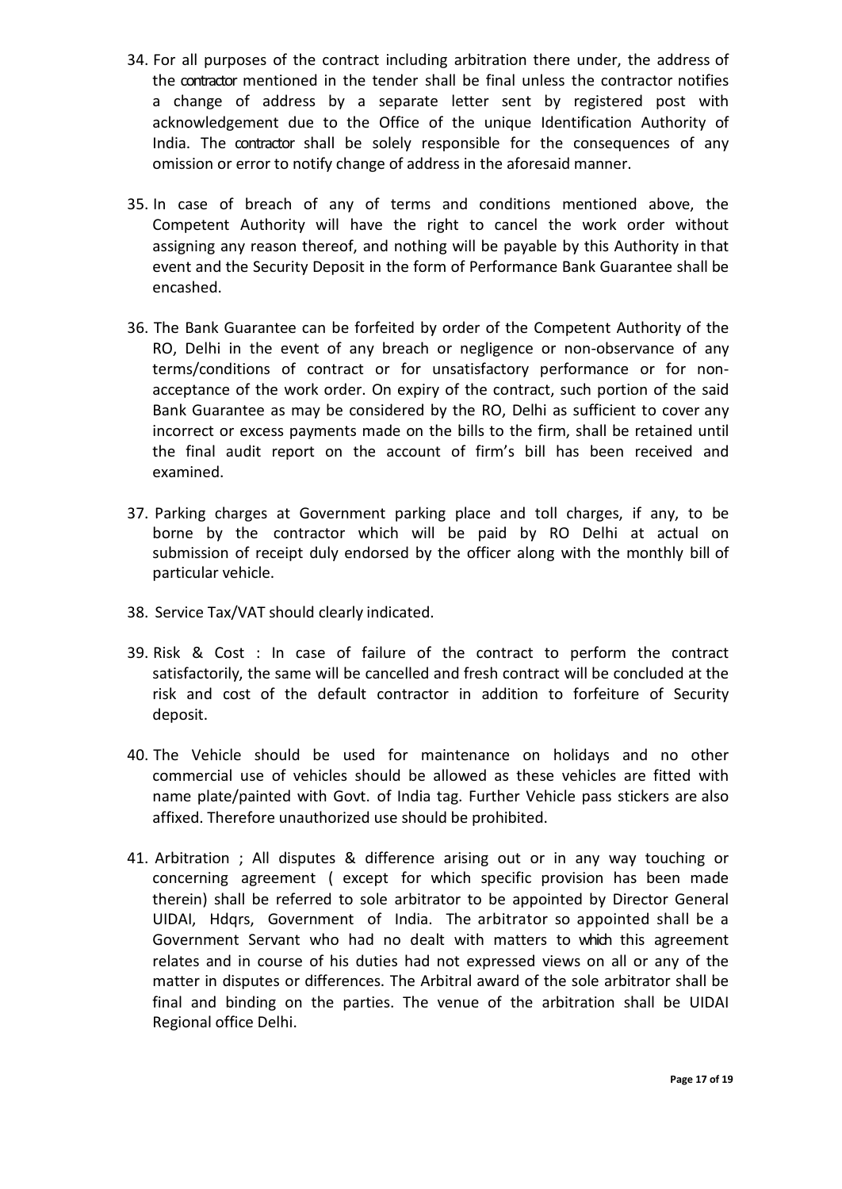34. For all purposes of the contract including arbitration there under, the address of the contractor mentioned in the tender shall be final unless the contractor notifies a change of address by a separate letter sent by registered post with acknowledgement due to the Office of the unique Identification Authority of India. The contractor shall be solely responsible for the consequences of any omission or error to notify change of address in the aforesaid manner.

35. In case of breach of any of terms and conditions mentioned above, the Competent Authority will have the right to cancel the work order without assigning any reason thereof, and nothing will be payable by this Authority in that event and the Security Deposit in the form of Performance Bank Guarantee shall be encashed.

36. The Bank Guarantee can be forfeited by order of the Competent Authority of the RO, Delhi in the event of any breach or negligence or non-observance of any terms/conditions of contract or for unsatisfactory performance or for non-acceptance of the work order. On expiry of the contract, such portion of the said Bank Guarantee as may be considered by the RO, Delhi as sufficient to cover any incorrect or excess payments made on the bills to the firm, shall be retained until the final audit report on the account of firm's bill has been received and examined.

37. Parking charges at Government parking place and toll charges, if any, to be borne by the contractor which will be paid by RO Delhi at actual on submission of receipt duly endorsed by the officer along with the monthly bill of particular vehicle.

38. Service Tax/VAT should clearly indicated.

39. Risk & Cost : In case of failure of the contract to perform the contract satisfactorily, the same will be cancelled and fresh contract will be concluded at the risk and cost of the default contractor in addition to forfeiture of Security deposit.

40. The Vehicle should be used for maintenance on holidays and no other commercial use of vehicles should be allowed as these vehicles are fitted with name plate/painted with Govt. of India tag. Further Vehicle pass stickers are also affixed. Therefore unauthorized use should be prohibited.

41. Arbitration ; All disputes & difference arising out or in any way touching or concerning agreement ( except for which specific provision has been made therein) shall be referred to sole arbitrator to be appointed by Director General UIDAI, Hdqrs, Government of India. The arbitrator so appointed shall be a Government Servant who had no dealt with matters to which this agreement relates and in course of his duties had not expressed views on all or any of the matter in disputes or differences. The Arbitral award of the sole arbitrator shall be final and binding on the parties. The venue of the arbitration shall be UIDAI Regional office Delhi.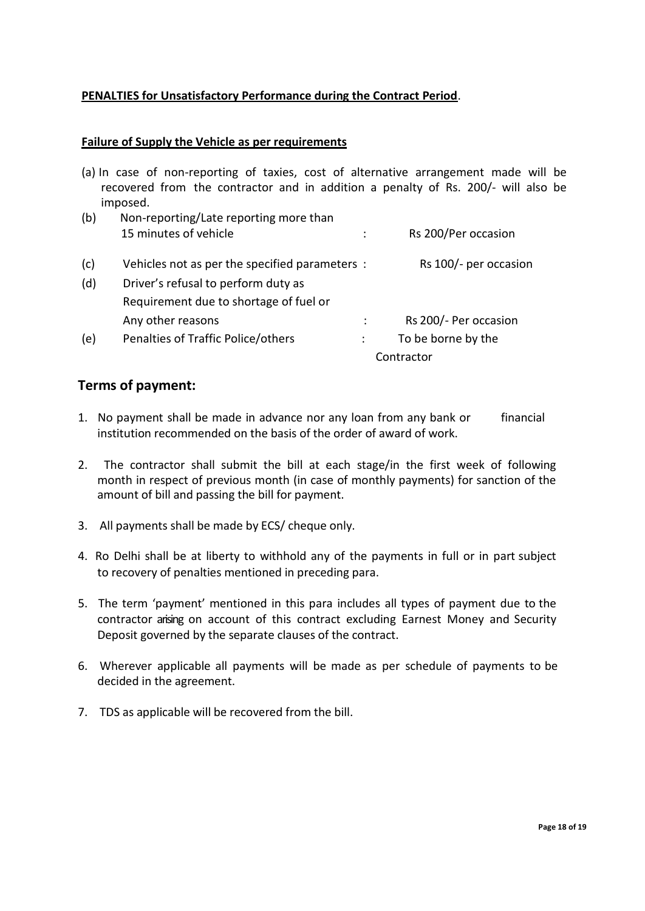**PENALTIES for Unsatisfactory Performance during the Contract Period**.

**Failure of Supply the Vehicle as per requirements**

(a) In case of non-reporting of taxies, cost of alternative arrangement made will be recovered from the contractor and in addition a penalty of Rs. 200/- will also be imposed.

| | | | |
|---|---|---|---|
| (b) | Non-reporting/Late reporting more than 15 minutes of vehicle | : | Rs 200/Per occasion |
| (c) | Vehicles not as per the specified parameters | : | Rs 100/- per occasion |
| (d) | Driver's refusal to perform duty as Requirement due to shortage of fuel or Any other reasons | : | Rs 200/- Per occasion |
| (e) | Penalties of Traffic Police/others | : | To be borne by the Contractor |

## Terms of payment:

1. No payment shall be made in advance nor any loan from any bank or financial institution recommended on the basis of the order of award of work.

2. The contractor shall submit the bill at each stage/in the first week of following month in respect of previous month (in case of monthly payments) for sanction of the amount of bill and passing the bill for payment.

3. All payments shall be made by ECS/ cheque only.

4. Ro Delhi shall be at liberty to withhold any of the payments in full or in part subject to recovery of penalties mentioned in preceding para.

5. The term 'payment' mentioned in this para includes all types of payment due to the contractor arising on account of this contract excluding Earnest Money and Security Deposit governed by the separate clauses of the contract.

6. Wherever applicable all payments will be made as per schedule of payments to be decided in the agreement.

7. TDS as applicable will be recovered from the bill.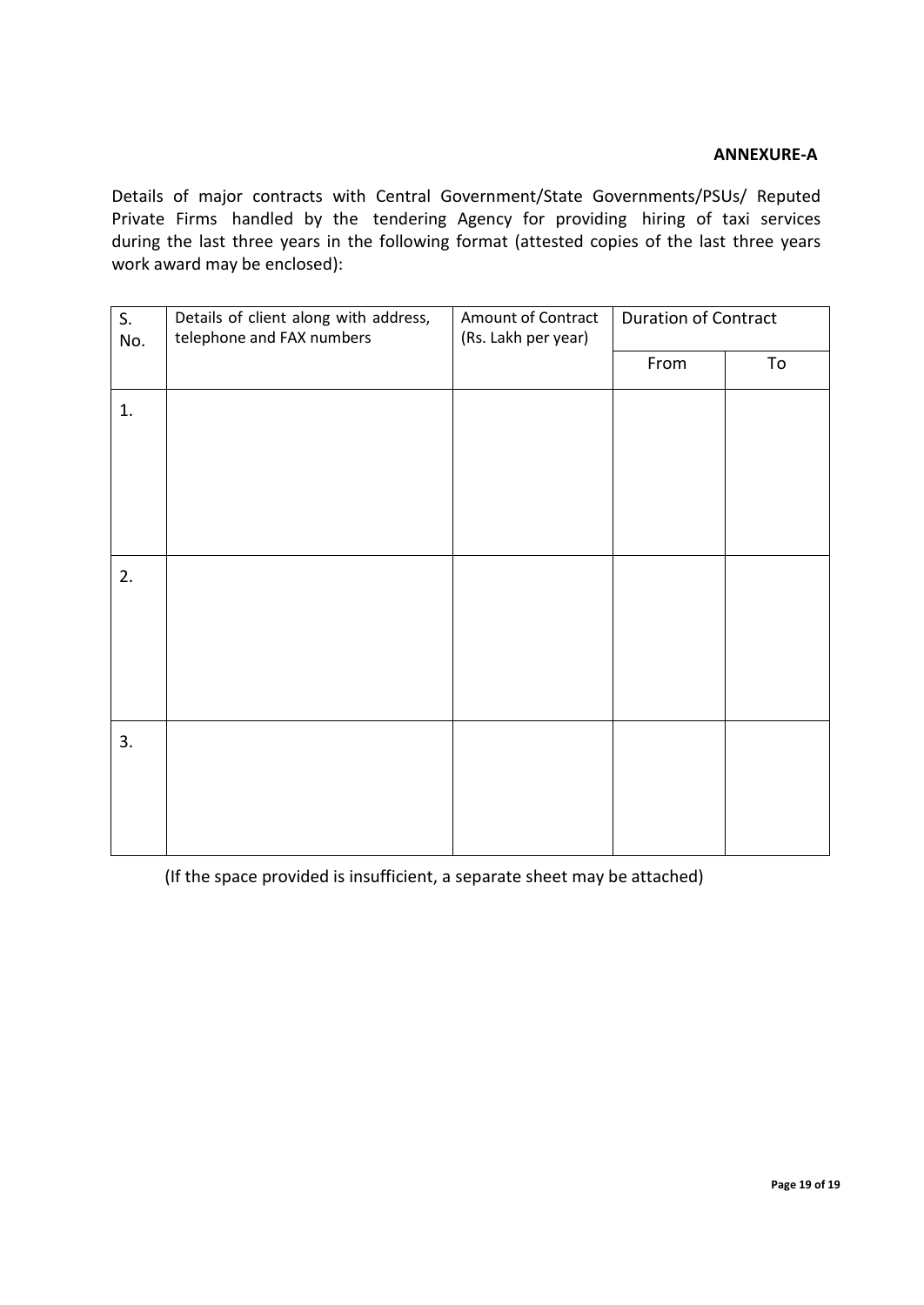**ANNEXURE-A**

Details of major contracts with Central Government/State Governments/PSUs/ Reputed Private Firms handled by the tendering Agency for providing hiring of taxi services during the last three years in the following format (attested copies of the last three years work award may be enclosed):

| S. No. | Details of client along with address, telephone and FAX numbers | Amount of Contract (Rs. Lakh per year) | Duration of Contract | |
|---|---|---|---|---|
| | | | From | To |
| 1. | | | | |
| 2. | | | | |
| 3. | | | | |

(If the space provided is insufficient, a separate sheet may be attached)